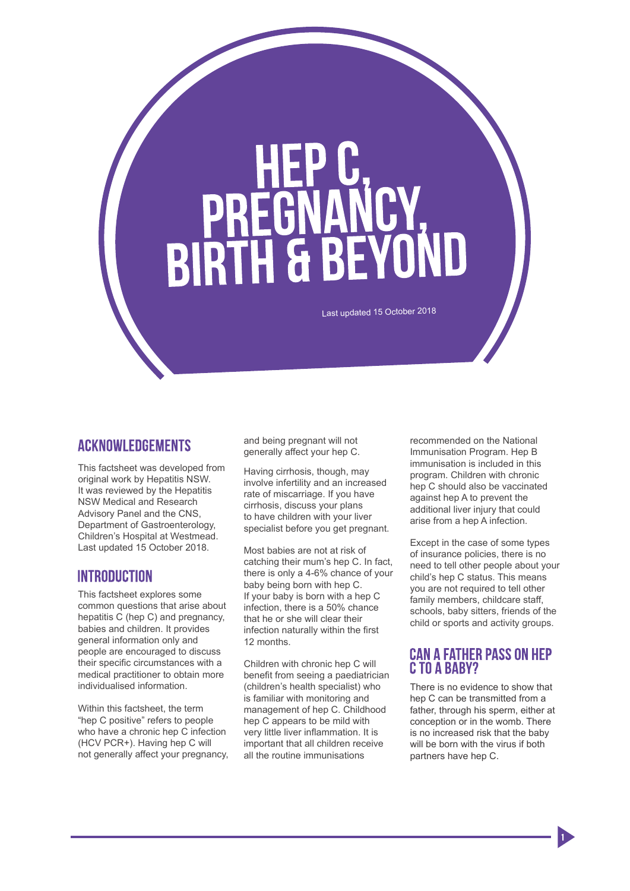# HEP C, PREGNANCY, BIRTH & BEYOND

Last updated 15 October 2018

## ACKNOWLEDGEMENTS

This factsheet was developed from original work by Hepatitis NSW. It was reviewed by the Hepatitis NSW Medical and Research Advisory Panel and the CNS, Department of Gastroenterology, Children's Hospital at Westmead. Last updated 15 October 2018.

## INTRODUCTION

This factsheet explores some common questions that arise about hepatitis C (hep C) and pregnancy, babies and children. It provides general information only and people are encouraged to discuss their specific circumstances with a medical practitioner to obtain more individualised information.

Within this factsheet, the term "hep C positive" refers to people who have a chronic hep C infection (HCV PCR+). Having hep C will not generally affect your pregnancy, and being pregnant will not generally affect your hep C.

Having cirrhosis, though, may involve infertility and an increased rate of miscarriage. If you have cirrhosis, discuss your plans to have children with your liver specialist before you get pregnant.

Most babies are not at risk of catching their mum's hep C. In fact, there is only a 4-6% chance of your baby being born with hep C. If your baby is born with a hep C infection, there is a 50% chance that he or she will clear their infection naturally within the first 12 months.

Children with chronic hep C will benefit from seeing a paediatrician (children's health specialist) who is familiar with monitoring and management of hep C. Childhood hep C appears to be mild with very little liver inflammation. It is important that all children receive all the routine immunisations recommended on the National Immunisation Program. Hep B immunisation is included in this program. Children with chronic hep C should also be vaccinated against hep A to prevent the additional liver injury that could arise from a hep A infection.

Except in the case of some types of insurance policies, there is no need to tell other people about your child's hep C status. This means you are not required to tell other family members, childcare staff, schools, baby sitters, friends of the child or sports and activity groups.

## CAN A FATHER PASS ON HEP C TO A BABY?

There is no evidence to show that hep C can be transmitted from a father, through his sperm, either at conception or in the womb. There is no increased risk that the baby will be born with the virus if both partners have hep C.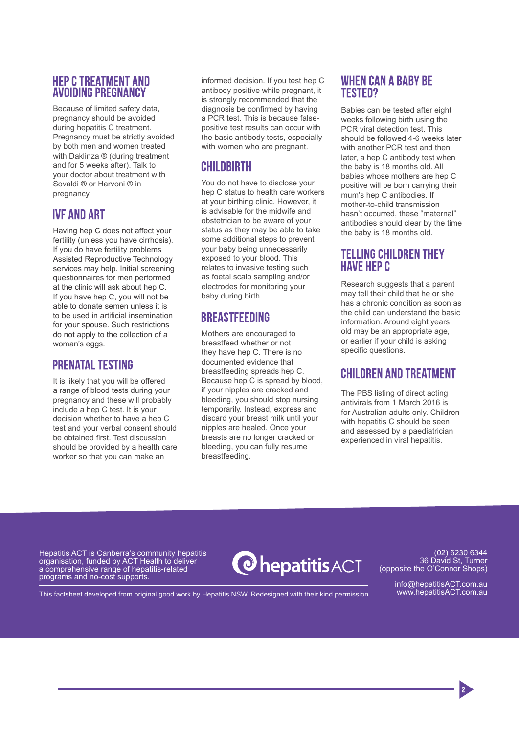## HEP C TREATMENT AND AVOIDING PREGNANCY

Because of limited safety data, pregnancy should be avoided during hepatitis C treatment. Pregnancy must be strictly avoided by both men and women treated with Daklinza ® (during treatment and for 5 weeks after). Talk to your doctor about treatment with Sovaldi ® or Harvoni ® in pregnancy.

## IVF AND ART

Having hep C does not affect your fertility (unless you have cirrhosis). If you do have fertility problems Assisted Reproductive Technology services may help. Initial screening questionnaires for men performed at the clinic will ask about hep C. If you have hep C, you will not be able to donate semen unless it is to be used in artificial insemination for your spouse. Such restrictions do not apply to the collection of a woman's eggs.

## PRENATAL TESTING

It is likely that you will be offered a range of blood tests during your pregnancy and these will probably include a hep C test. It is your decision whether to have a hep C test and your verbal consent should be obtained first. Test discussion should be provided by a health care worker so that you can make an informed decision. If you test hep C antibody positive while pregnant, it is strongly recommended that the diagnosis be confirmed by having a PCR test. This is because false-positive test results can occur with the basic antibody tests, especially with women who are pregnant.

## CHILDBIRTH

You do not have to disclose your hep C status to health care workers at your birthing clinic. However, it is advisable for the midwife and obstetrician to be aware of your status as they may be able to take some additional steps to prevent your baby being unnecessarily exposed to your blood. This relates to invasive testing such as foetal scalp sampling and/or electrodes for monitoring your baby during birth.

## BREASTFEEDING

Mothers are encouraged to breastfeed whether or not they have hep C. There is no documented evidence that breastfeeding spreads hep C. Because hep C is spread by blood, if your nipples are cracked and bleeding, you should stop nursing temporarily. Instead, express and discard your breast milk until your nipples are healed. Once your breasts are no longer cracked or bleeding, you can fully resume breastfeeding.

## WHEN CAN A BABY BE TESTED?

Babies can be tested after eight weeks following birth using the PCR viral detection test. This should be followed 4-6 weeks later with another PCR test and then later, a hep C antibody test when the baby is 18 months old. All babies whose mothers are hep C positive will be born carrying their mum's hep C antibodies. If mother-to-child transmission hasn't occurred, these "maternal" antibodies should clear by the time the baby is 18 months old.

## TELLING CHILDREN THEY HAVE HEP C

Research suggests that a parent may tell their child that he or she has a chronic condition as soon as the child can understand the basic information. Around eight years old may be an appropriate age, or earlier if your child is asking specific questions.

## CHILDREN AND TREATMENT

The PBS listing of direct acting antivirals from 1 March 2016 is for Australian adults only. Children with hepatitis C should be seen and assessed by a paediatrician experienced in viral hepatitis.

Hepatitis ACT is Canberra's community hepatitis organisation, funded by ACT Health to deliver a comprehensive range of hepatitis-related programs and no-cost supports.

hepatitis ACT

(02) 6230 6344
36 David St, Turner
(opposite the O'Connor Shops)

info@hepatitisACT.com.au
www.hepatitisACT.com.au

This factsheet developed from original good work by Hepatitis NSW. Redesigned with their kind permission.